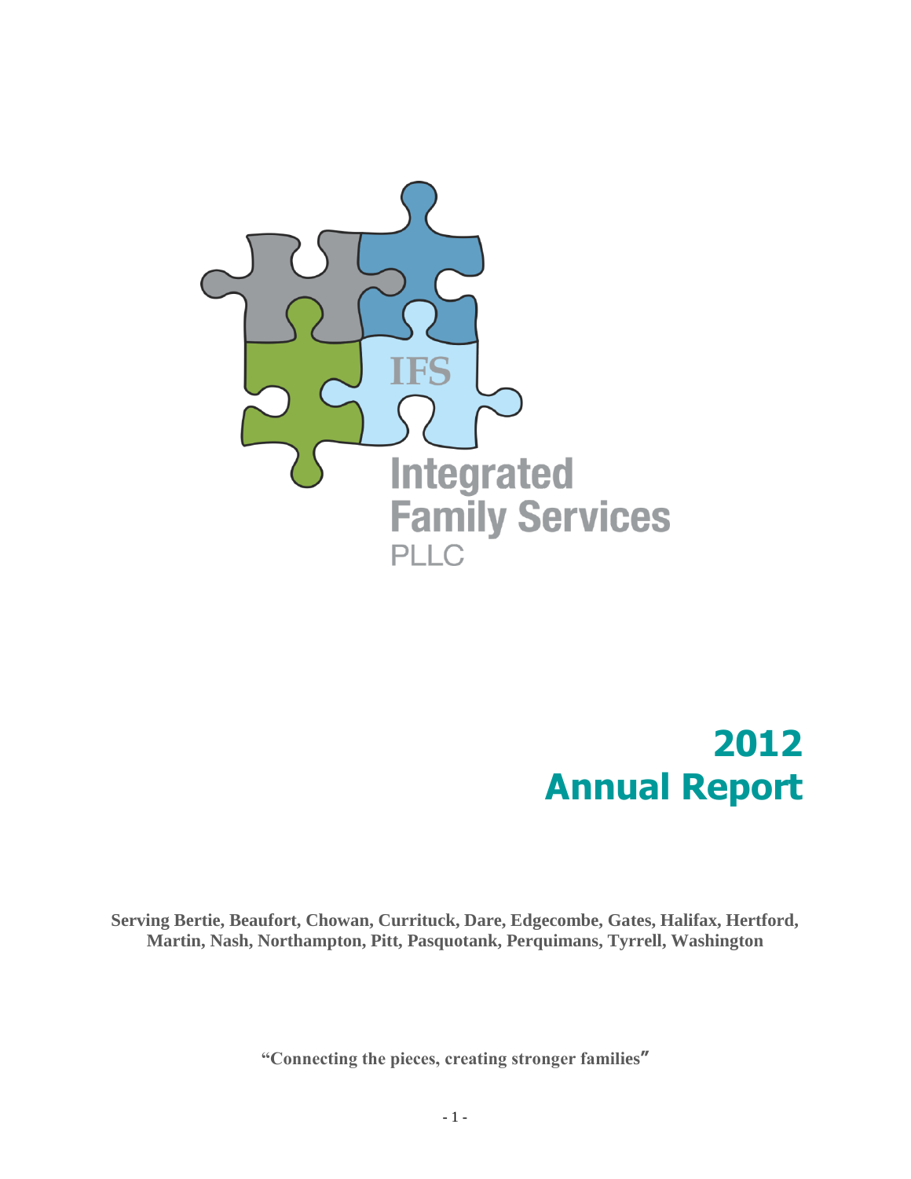IFS

Integrated Family Services PLLC

# 2012 Annual Report

**Serving Bertie, Beaufort, Chowan, Currituck, Dare, Edgecombe, Gates, Halifax, Hertford, Martin, Nash, Northampton, Pitt, Pasquotank, Perquimans, Tyrrell, Washington**

**"Connecting the pieces, creating stronger families"**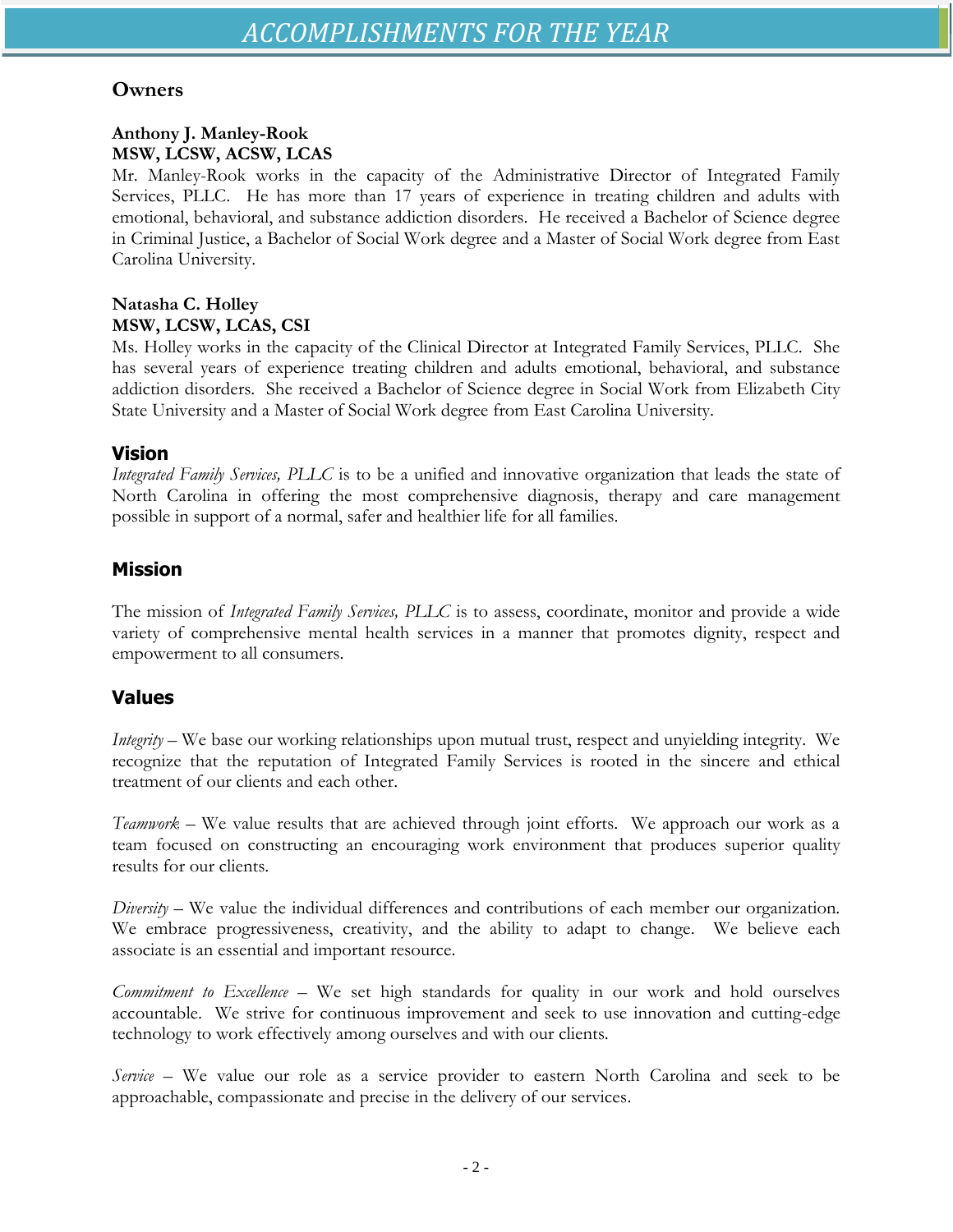# ACCOMPLISHMENTS FOR THE YEAR

## Owners

**Anthony J. Manley-Rook**
**MSW, LCSW, ACSW, LCAS**

Mr. Manley-Rook works in the capacity of the Administrative Director of Integrated Family Services, PLLC. He has more than 17 years of experience in treating children and adults with emotional, behavioral, and substance addiction disorders. He received a Bachelor of Science degree in Criminal Justice, a Bachelor of Social Work degree and a Master of Social Work degree from East Carolina University.

**Natasha C. Holley**
**MSW, LCSW, LCAS, CSI**

Ms. Holley works in the capacity of the Clinical Director at Integrated Family Services, PLLC. She has several years of experience treating children and adults emotional, behavioral, and substance addiction disorders. She received a Bachelor of Science degree in Social Work from Elizabeth City State University and a Master of Social Work degree from East Carolina University.

## Vision

*Integrated Family Services, PLLC* is to be a unified and innovative organization that leads the state of North Carolina in offering the most comprehensive diagnosis, therapy and care management possible in support of a normal, safer and healthier life for all families.

## Mission

The mission of *Integrated Family Services, PLLC* is to assess, coordinate, monitor and provide a wide variety of comprehensive mental health services in a manner that promotes dignity, respect and empowerment to all consumers.

## Values

*Integrity* – We base our working relationships upon mutual trust, respect and unyielding integrity. We recognize that the reputation of Integrated Family Services is rooted in the sincere and ethical treatment of our clients and each other.

*Teamwork* – We value results that are achieved through joint efforts. We approach our work as a team focused on constructing an encouraging work environment that produces superior quality results for our clients.

*Diversity* – We value the individual differences and contributions of each member our organization. We embrace progressiveness, creativity, and the ability to adapt to change. We believe each associate is an essential and important resource.

*Commitment to Excellence* – We set high standards for quality in our work and hold ourselves accountable. We strive for continuous improvement and seek to use innovation and cutting-edge technology to work effectively among ourselves and with our clients.

*Service* – We value our role as a service provider to eastern North Carolina and seek to be approachable, compassionate and precise in the delivery of our services.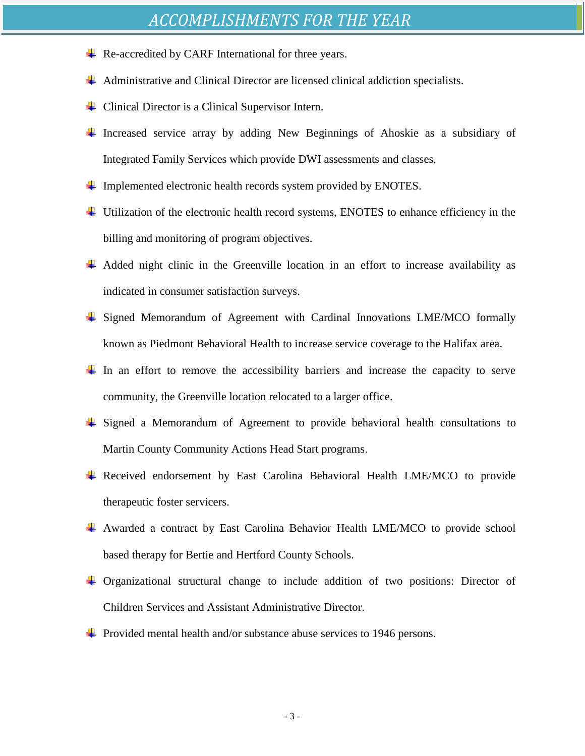# ACCOMPLISHMENTS FOR THE YEAR

- Re-accredited by CARF International for three years.
- Administrative and Clinical Director are licensed clinical addiction specialists.
- Clinical Director is a Clinical Supervisor Intern.
- Increased service array by adding New Beginnings of Ahoskie as a subsidiary of Integrated Family Services which provide DWI assessments and classes.
- Implemented electronic health records system provided by ENOTES.
- Utilization of the electronic health record systems, ENOTES to enhance efficiency in the billing and monitoring of program objectives.
- Added night clinic in the Greenville location in an effort to increase availability as indicated in consumer satisfaction surveys.
- Signed Memorandum of Agreement with Cardinal Innovations LME/MCO formally known as Piedmont Behavioral Health to increase service coverage to the Halifax area.
- In an effort to remove the accessibility barriers and increase the capacity to serve community, the Greenville location relocated to a larger office.
- Signed a Memorandum of Agreement to provide behavioral health consultations to Martin County Community Actions Head Start programs.
- Received endorsement by East Carolina Behavioral Health LME/MCO to provide therapeutic foster servicers.
- Awarded a contract by East Carolina Behavior Health LME/MCO to provide school based therapy for Bertie and Hertford County Schools.
- Organizational structural change to include addition of two positions: Director of Children Services and Assistant Administrative Director.
- Provided mental health and/or substance abuse services to 1946 persons.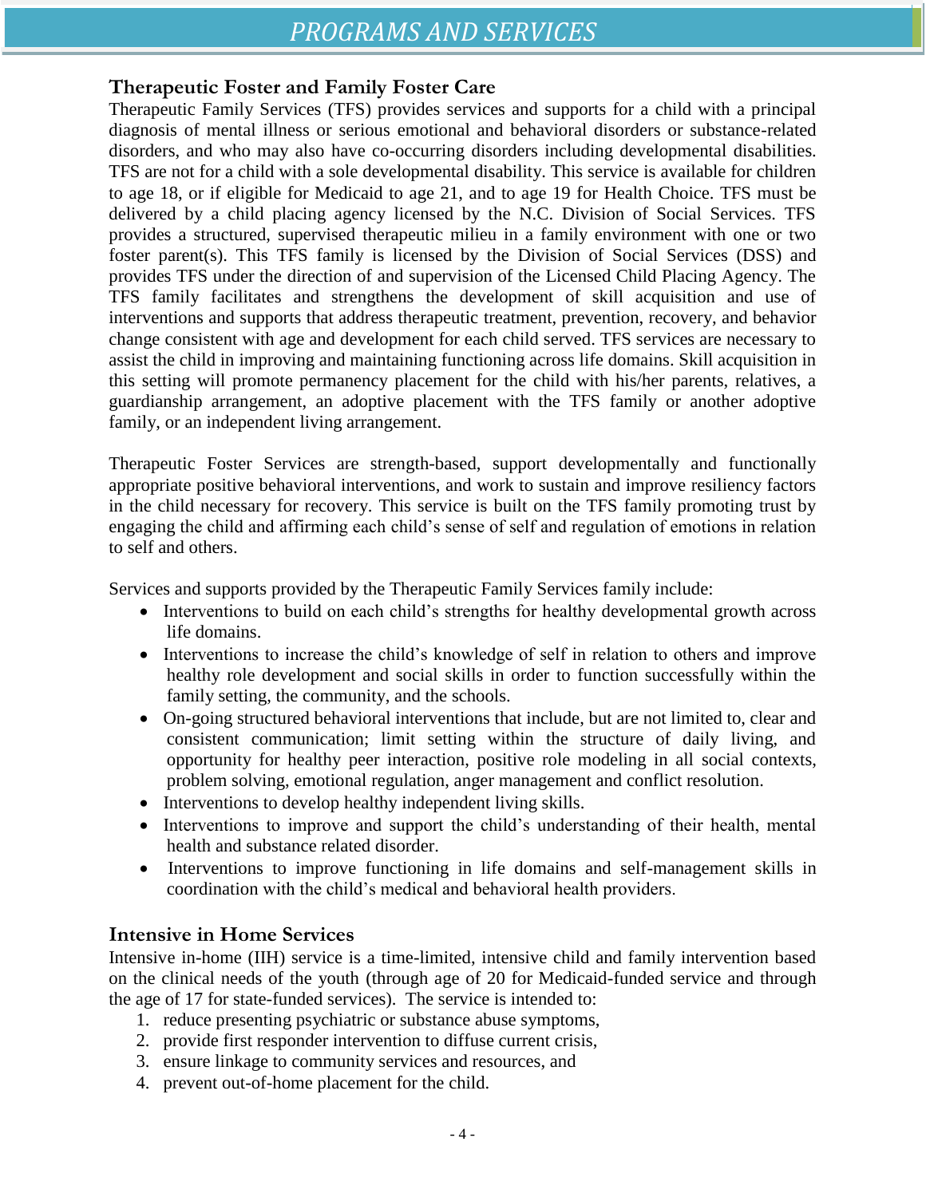## Therapeutic Foster and Family Foster Care

Therapeutic Family Services (TFS) provides services and supports for a child with a principal diagnosis of mental illness or serious emotional and behavioral disorders or substance-related disorders, and who may also have co-occurring disorders including developmental disabilities. TFS are not for a child with a sole developmental disability. This service is available for children to age 18, or if eligible for Medicaid to age 21, and to age 19 for Health Choice. TFS must be delivered by a child placing agency licensed by the N.C. Division of Social Services. TFS provides a structured, supervised therapeutic milieu in a family environment with one or two foster parent(s). This TFS family is licensed by the Division of Social Services (DSS) and provides TFS under the direction of and supervision of the Licensed Child Placing Agency. The TFS family facilitates and strengthens the development of skill acquisition and use of interventions and supports that address therapeutic treatment, prevention, recovery, and behavior change consistent with age and development for each child served. TFS services are necessary to assist the child in improving and maintaining functioning across life domains. Skill acquisition in this setting will promote permanency placement for the child with his/her parents, relatives, a guardianship arrangement, an adoptive placement with the TFS family or another adoptive family, or an independent living arrangement.

Therapeutic Foster Services are strength-based, support developmentally and functionally appropriate positive behavioral interventions, and work to sustain and improve resiliency factors in the child necessary for recovery. This service is built on the TFS family promoting trust by engaging the child and affirming each child's sense of self and regulation of emotions in relation to self and others.

Services and supports provided by the Therapeutic Family Services family include:

- Interventions to build on each child's strengths for healthy developmental growth across life domains.
- Interventions to increase the child's knowledge of self in relation to others and improve healthy role development and social skills in order to function successfully within the family setting, the community, and the schools.
- On-going structured behavioral interventions that include, but are not limited to, clear and consistent communication; limit setting within the structure of daily living, and opportunity for healthy peer interaction, positive role modeling in all social contexts, problem solving, emotional regulation, anger management and conflict resolution.
- Interventions to develop healthy independent living skills.
- Interventions to improve and support the child's understanding of their health, mental health and substance related disorder.
- Interventions to improve functioning in life domains and self-management skills in coordination with the child's medical and behavioral health providers.

## Intensive in Home Services

Intensive in-home (IIH) service is a time-limited, intensive child and family intervention based on the clinical needs of the youth (through age of 20 for Medicaid-funded service and through the age of 17 for state-funded services). The service is intended to:

1. reduce presenting psychiatric or substance abuse symptoms,
2. provide first responder intervention to diffuse current crisis,
3. ensure linkage to community services and resources, and
4. prevent out-of-home placement for the child.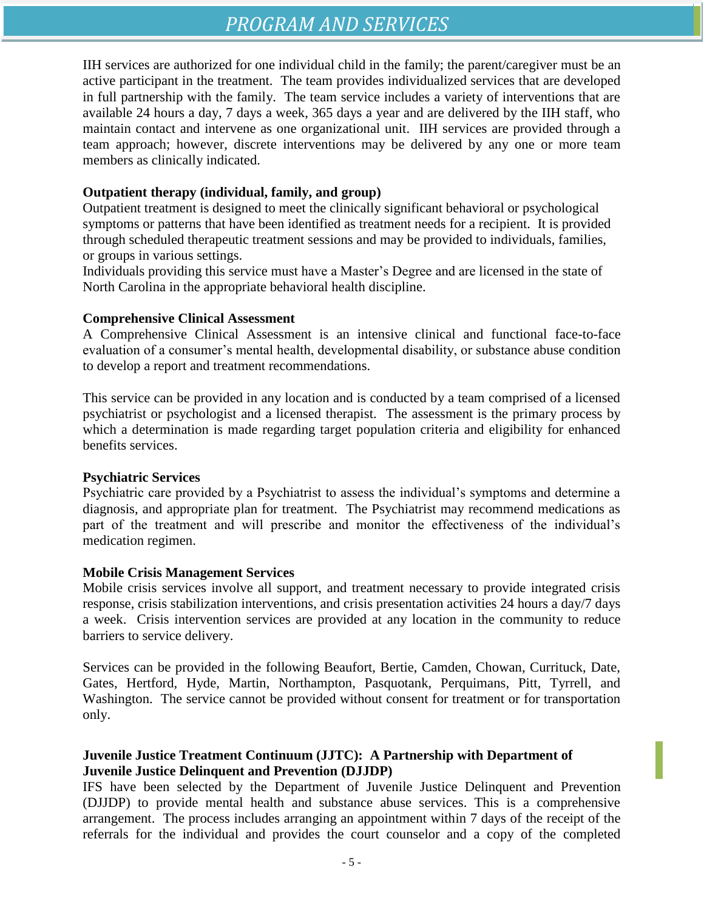## PROGRAM AND SERVICES

IIH services are authorized for one individual child in the family; the parent/caregiver must be an active participant in the treatment. The team provides individualized services that are developed in full partnership with the family. The team service includes a variety of interventions that are available 24 hours a day, 7 days a week, 365 days a year and are delivered by the IIH staff, who maintain contact and intervene as one organizational unit. IIH services are provided through a team approach; however, discrete interventions may be delivered by any one or more team members as clinically indicated.

**Outpatient therapy (individual, family, and group)**
Outpatient treatment is designed to meet the clinically significant behavioral or psychological symptoms or patterns that have been identified as treatment needs for a recipient. It is provided through scheduled therapeutic treatment sessions and may be provided to individuals, families, or groups in various settings.
Individuals providing this service must have a Master's Degree and are licensed in the state of North Carolina in the appropriate behavioral health discipline.

**Comprehensive Clinical Assessment**
A Comprehensive Clinical Assessment is an intensive clinical and functional face-to-face evaluation of a consumer's mental health, developmental disability, or substance abuse condition to develop a report and treatment recommendations.

This service can be provided in any location and is conducted by a team comprised of a licensed psychiatrist or psychologist and a licensed therapist. The assessment is the primary process by which a determination is made regarding target population criteria and eligibility for enhanced benefits services.

**Psychiatric Services**
Psychiatric care provided by a Psychiatrist to assess the individual's symptoms and determine a diagnosis, and appropriate plan for treatment. The Psychiatrist may recommend medications as part of the treatment and will prescribe and monitor the effectiveness of the individual's medication regimen.

**Mobile Crisis Management Services**
Mobile crisis services involve all support, and treatment necessary to provide integrated crisis response, crisis stabilization interventions, and crisis presentation activities 24 hours a day/7 days a week. Crisis intervention services are provided at any location in the community to reduce barriers to service delivery.

Services can be provided in the following Beaufort, Bertie, Camden, Chowan, Currituck, Date, Gates, Hertford, Hyde, Martin, Northampton, Pasquotank, Perquimans, Pitt, Tyrrell, and Washington. The service cannot be provided without consent for treatment or for transportation only.

**Juvenile Justice Treatment Continuum (JJTC): A Partnership with Department of Juvenile Justice Delinquent and Prevention (DJJDP)**
IFS have been selected by the Department of Juvenile Justice Delinquent and Prevention (DJJDP) to provide mental health and substance abuse services. This is a comprehensive arrangement. The process includes arranging an appointment within 7 days of the receipt of the referrals for the individual and provides the court counselor and a copy of the completed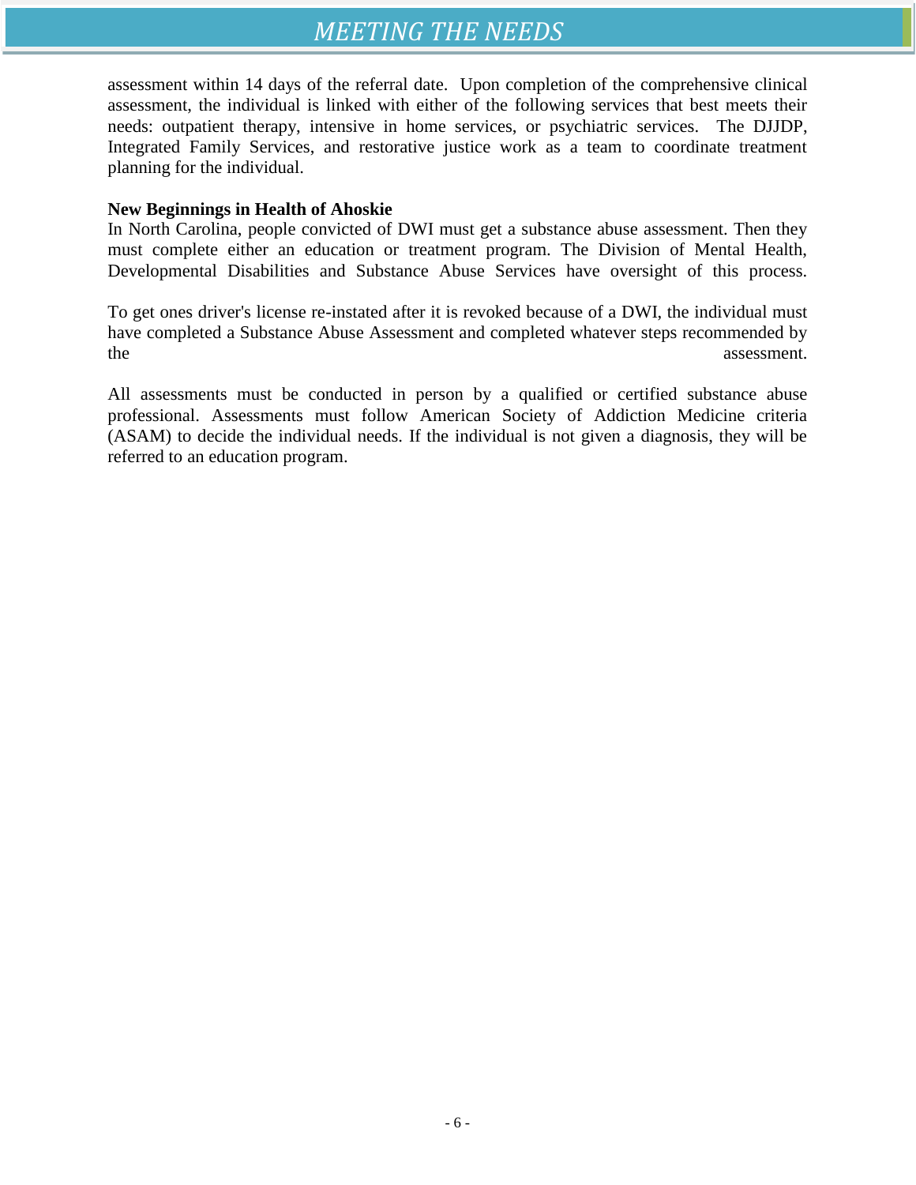assessment within 14 days of the referral date. Upon completion of the comprehensive clinical assessment, the individual is linked with either of the following services that best meets their needs: outpatient therapy, intensive in home services, or psychiatric services. The DJJDP, Integrated Family Services, and restorative justice work as a team to coordinate treatment planning for the individual.

**New Beginnings in Health of Ahoskie**

In North Carolina, people convicted of DWI must get a substance abuse assessment. Then they must complete either an education or treatment program. The Division of Mental Health, Developmental Disabilities and Substance Abuse Services have oversight of this process.

To get ones driver's license re-instated after it is revoked because of a DWI, the individual must have completed a Substance Abuse Assessment and completed whatever steps recommended by the assessment.

All assessments must be conducted in person by a qualified or certified substance abuse professional. Assessments must follow American Society of Addiction Medicine criteria (ASAM) to decide the individual needs. If the individual is not given a diagnosis, they will be referred to an education program.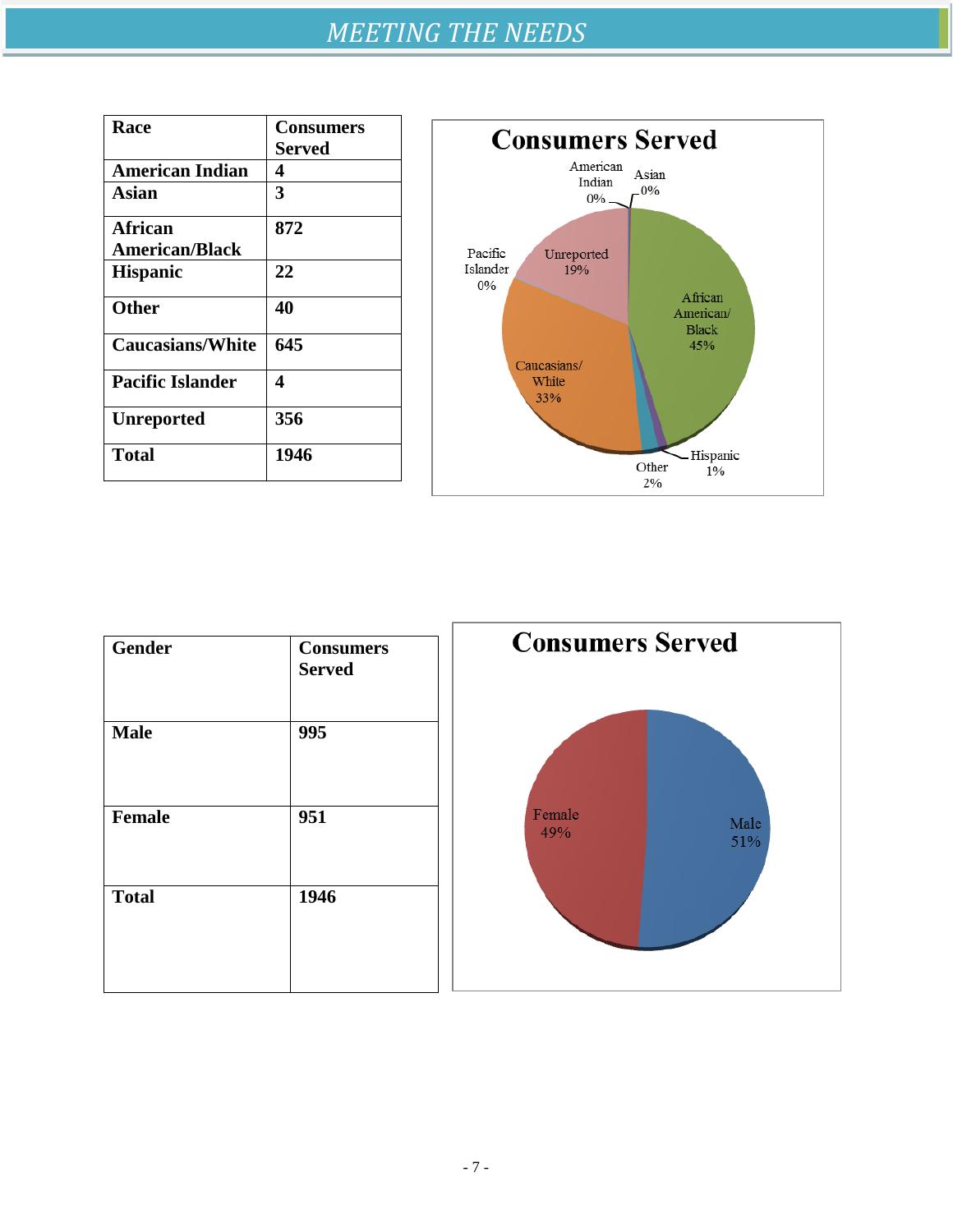# MEETING THE NEEDS

| Race | Consumers Served |
|---|---|
| American Indian | 4 |
| Asian | 3 |
| African American/Black | 872 |
| Hispanic | 22 |
| Other | 40 |
| Caucasians/White | 645 |
| Pacific Islander | 4 |
| Unreported | 356 |
| Total | 1946 |

**Consumers Served**

American Indian 0%
Asian 0%
African American/ Black 45%
Hispanic 1%
Other 2%
Caucasians/ White 33%
Pacific Islander 0%
Unreported 19%

| Gender | Consumers Served |
|---|---|
| Male | 995 |
| Female | 951 |
| Total | 1946 |

**Consumers Served**

Female 49%
Male 51%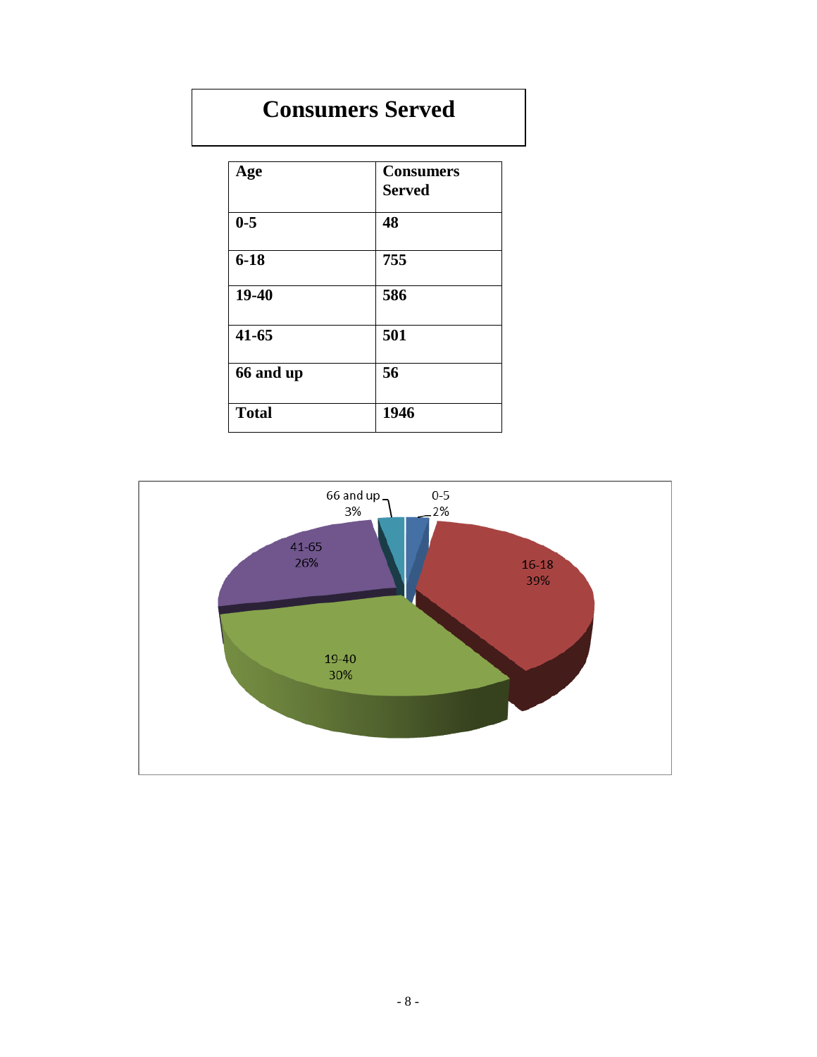# Consumers Served

| Age | Consumers Served |
|---|---|
| 0-5 | 48 |
| 6-18 | 755 |
| 19-40 | 586 |
| 41-65 | 501 |
| 66 and up | 56 |
| Total | 1946 |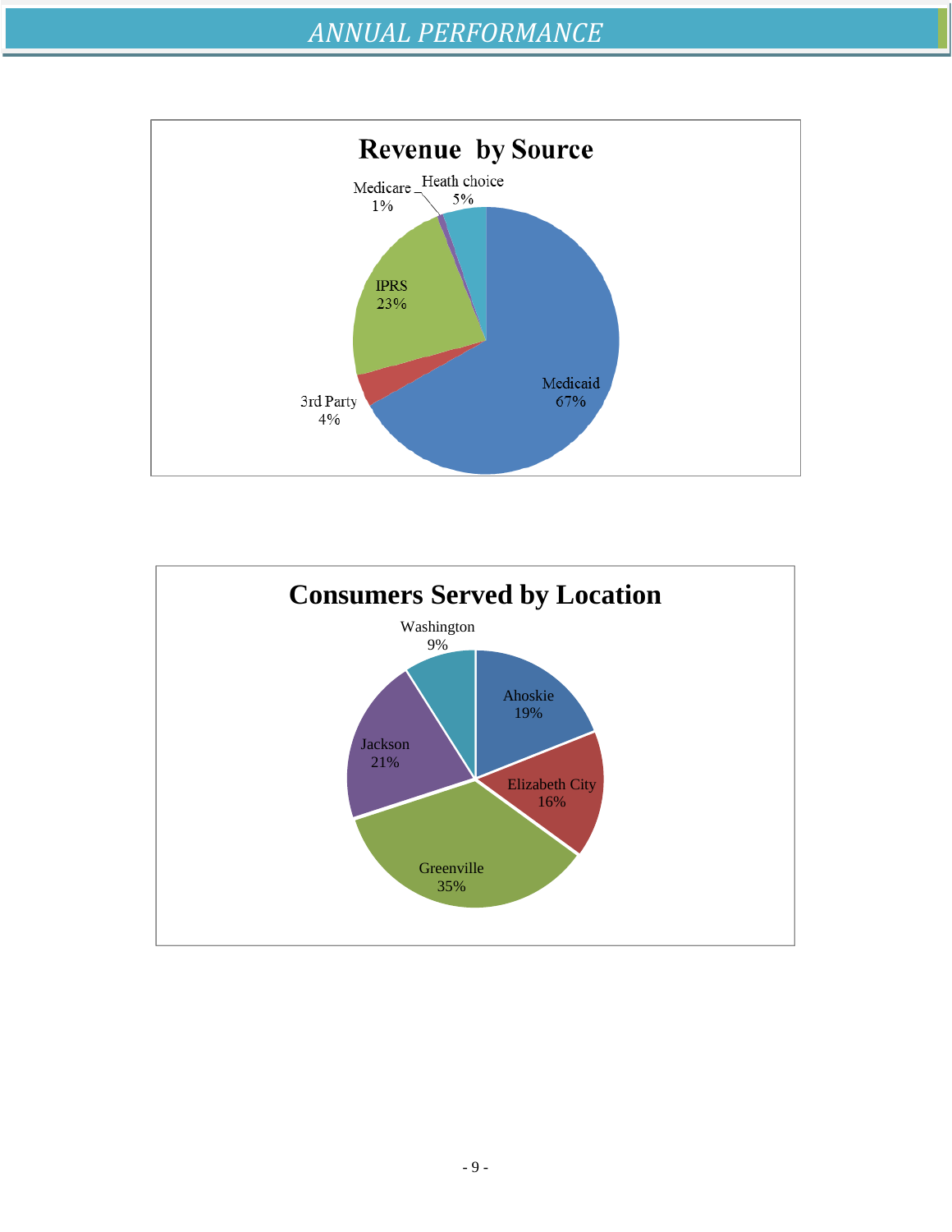## ANNUAL PERFORMANCE

**Revenue by Source**

Medicare 1%
Heath choice 5%
IPRS 23%
3rd Party 4%
Medicaid 67%

**Consumers Served by Location**

Washington 9%
Ahoskie 19%
Jackson 21%
Elizabeth City 16%
Greenville 35%